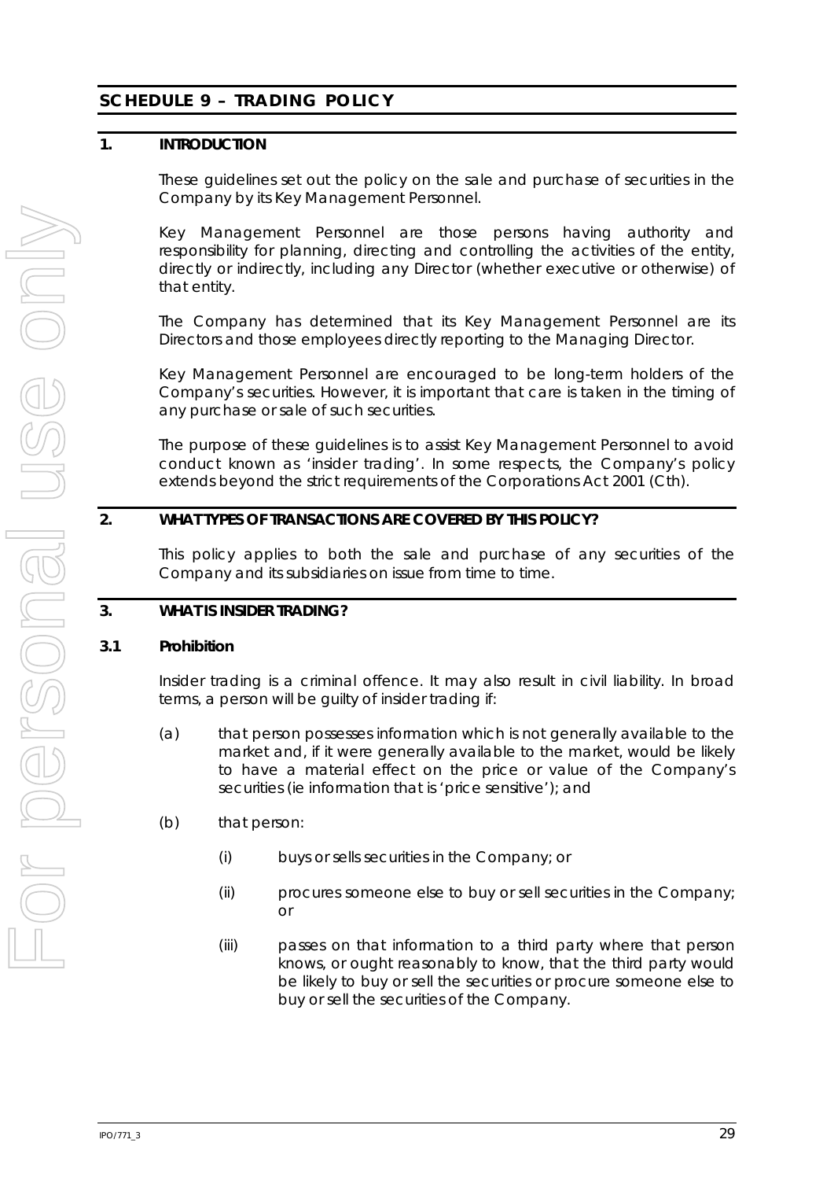## SCHEDULE 9 – TRADING POLICY

### 1. INTRODUCTION

These guidelines set out the policy on the sale and purchase of securities in the Company by its Key Management Personnel.

Key Management Personnel are those persons having authority and responsibility for planning, directing and controlling the activities of the entity, directly or indirectly, including any Director (whether executive or otherwise) of that entity.

The Company has determined that its Key Management Personnel are its Directors and those employees directly reporting to the Managing Director.

Key Management Personnel are encouraged to be long-term holders of the Company's securities. However, it is important that care is taken in the timing of any purchase or sale of such securities.

The purpose of these guidelines is to assist Key Management Personnel to avoid conduct known as 'insider trading'. In some respects, the Company's policy extends beyond the strict requirements of the Corporations Act 2001 (Cth).

### 2. WHAT TYPES OF TRANSACTIONS ARE COVERED BY THIS POLICY?

This policy applies to both the sale and purchase of any securities of the Company and its subsidiaries on issue from time to time.

### 3. WHAT IS INSIDER TRADING?

#### 3.1 Prohibition

Insider trading is a criminal offence. It may also result in civil liability. In broad terms, a person will be guilty of insider trading if:

(a) that person possesses information which is not generally available to the market and, if it were generally available to the market, would be likely to have a material effect on the price or value of the Company's securities (ie information that is 'price sensitive'); and

(b) that person:

  (i) buys or sells securities in the Company; or

  (ii) procures someone else to buy or sell securities in the Company; or

  (iii) passes on that information to a third party where that person knows, or ought reasonably to know, that the third party would be likely to buy or sell the securities or procure someone else to buy or sell the securities of the Company.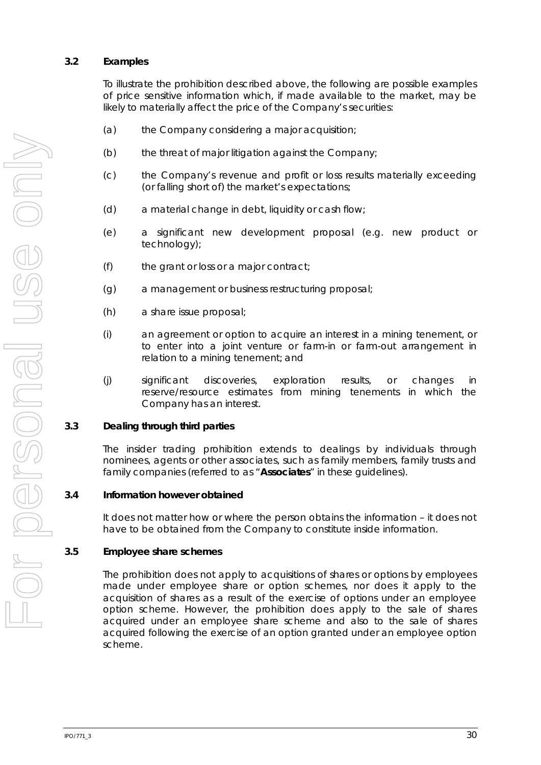### 3.2 Examples

To illustrate the prohibition described above, the following are possible examples of price sensitive information which, if made available to the market, may be likely to materially affect the price of the Company's securities:

(a) the Company considering a major acquisition;

(b) the threat of major litigation against the Company;

(c) the Company's revenue and profit or loss results materially exceeding (or falling short of) the market's expectations;

(d) a material change in debt, liquidity or cash flow;

(e) a significant new development proposal (e.g. new product or technology);

(f) the grant or loss or a major contract;

(g) a management or business restructuring proposal;

(h) a share issue proposal;

(i) an agreement or option to acquire an interest in a mining tenement, or to enter into a joint venture or farm-in or farm-out arrangement in relation to a mining tenement; and

(j) significant discoveries, exploration results, or changes in reserve/resource estimates from mining tenements in which the Company has an interest.

### 3.3 Dealing through third parties

The insider trading prohibition extends to dealings by individuals through nominees, agents or other associates, such as family members, family trusts and family companies (referred to as "**Associates**" in these guidelines).

### 3.4 Information however obtained

It does not matter how or where the person obtains the information – it does not have to be obtained from the Company to constitute inside information.

### 3.5 Employee share schemes

The prohibition does not apply to acquisitions of shares or options by employees made under employee share or option schemes, nor does it apply to the acquisition of shares as a result of the exercise of options under an employee option scheme. However, the prohibition does apply to the sale of shares acquired under an employee share scheme and also to the sale of shares acquired following the exercise of an option granted under an employee option scheme.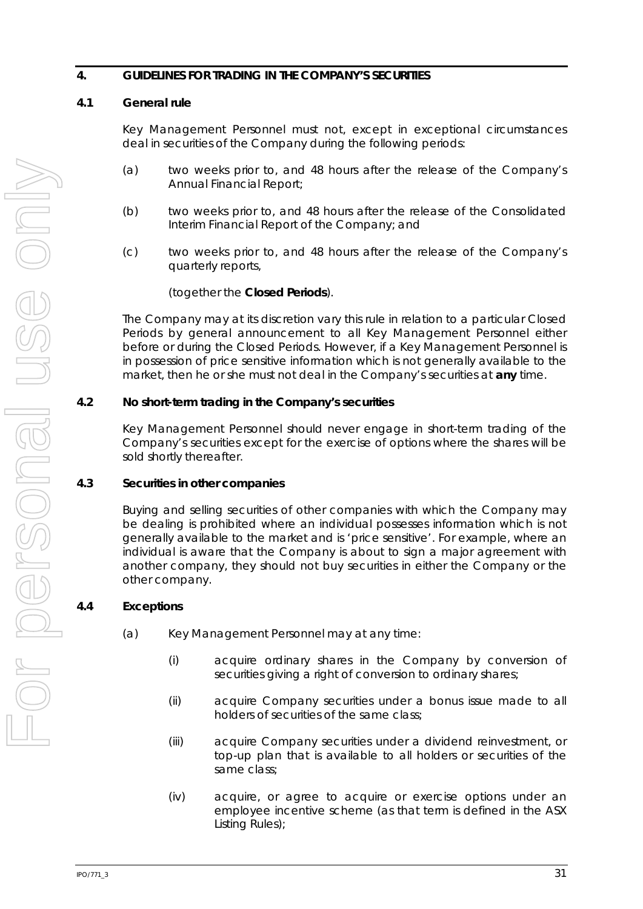## 4. GUIDELINES FOR TRADING IN THE COMPANY'S SECURITIES

### 4.1 General rule

Key Management Personnel must not, except in exceptional circumstances deal in securities of the Company during the following periods:

(a) two weeks prior to, and 48 hours after the release of the Company's Annual Financial Report;

(b) two weeks prior to, and 48 hours after the release of the Consolidated Interim Financial Report of the Company; and

(c) two weeks prior to, and 48 hours after the release of the Company's quarterly reports,

(together the **Closed Periods**).

The Company may at its discretion vary this rule in relation to a particular Closed Periods by general announcement to all Key Management Personnel either before or during the Closed Periods. However, if a Key Management Personnel is in possession of price sensitive information which is not generally available to the market, then he or she must not deal in the Company's securities at **any** time.

### 4.2 No short-term trading in the Company's securities

Key Management Personnel should never engage in short-term trading of the Company's securities except for the exercise of options where the shares will be sold shortly thereafter.

### 4.3 Securities in other companies

Buying and selling securities of other companies with which the Company may be dealing is prohibited where an individual possesses information which is not generally available to the market and is 'price sensitive'. For example, where an individual is aware that the Company is about to sign a major agreement with another company, they should not buy securities in either the Company or the other company.

### 4.4 Exceptions

(a) Key Management Personnel may at any time:

(i) acquire ordinary shares in the Company by conversion of securities giving a right of conversion to ordinary shares;

(ii) acquire Company securities under a bonus issue made to all holders of securities of the same class;

(iii) acquire Company securities under a dividend reinvestment, or top-up plan that is available to all holders or securities of the same class;

(iv) acquire, or agree to acquire or exercise options under an employee incentive scheme (as that term is defined in the ASX Listing Rules);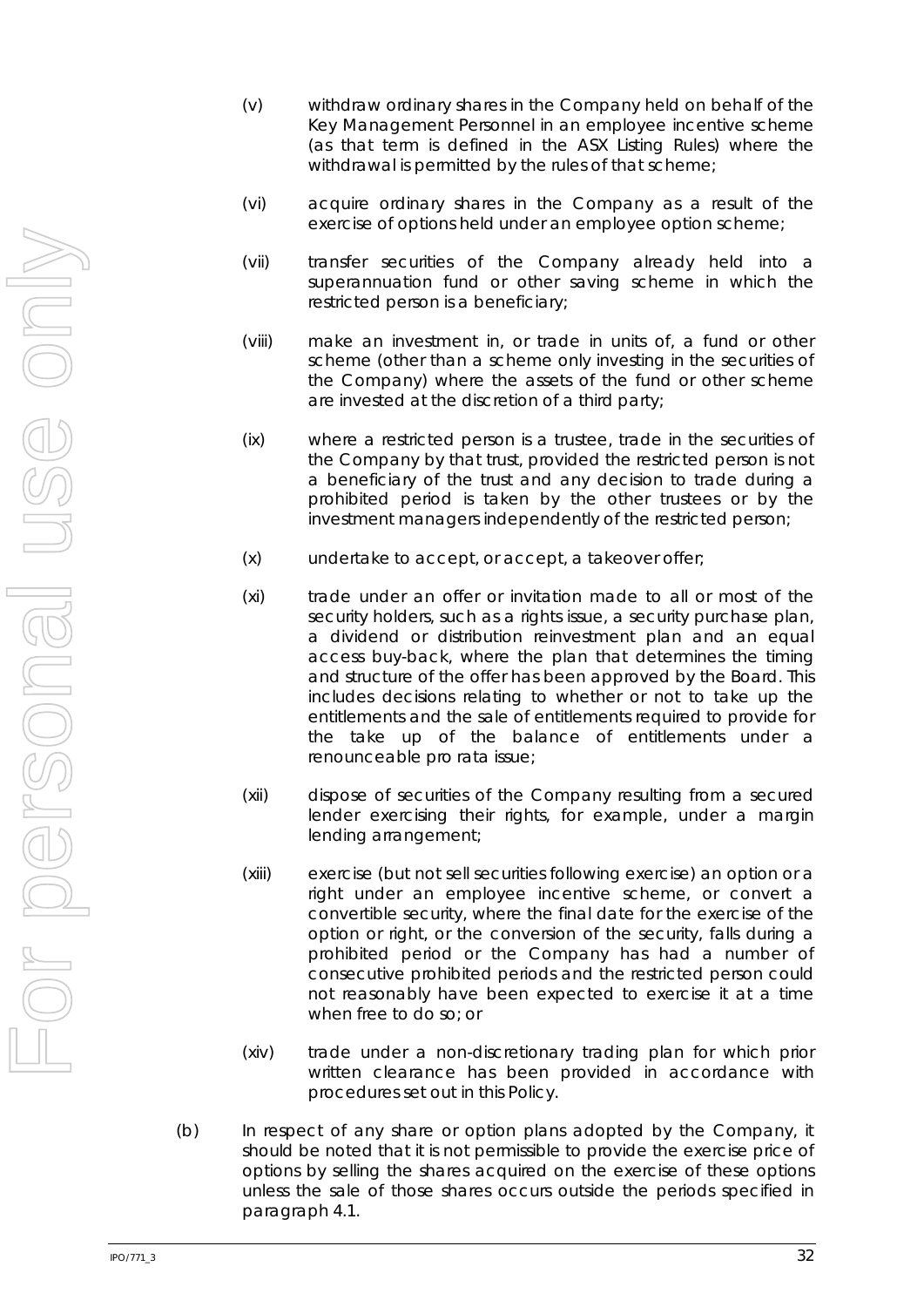(v) withdraw ordinary shares in the Company held on behalf of the Key Management Personnel in an employee incentive scheme (as that term is defined in the ASX Listing Rules) where the withdrawal is permitted by the rules of that scheme;

(vi) acquire ordinary shares in the Company as a result of the exercise of options held under an employee option scheme;

(vii) transfer securities of the Company already held into a superannuation fund or other saving scheme in which the restricted person is a beneficiary;

(viii) make an investment in, or trade in units of, a fund or other scheme (other than a scheme only investing in the securities of the Company) where the assets of the fund or other scheme are invested at the discretion of a third party;

(ix) where a restricted person is a trustee, trade in the securities of the Company by that trust, provided the restricted person is not a beneficiary of the trust and any decision to trade during a prohibited period is taken by the other trustees or by the investment managers independently of the restricted person;

(x) undertake to accept, or accept, a takeover offer;

(xi) trade under an offer or invitation made to all or most of the security holders, such as a rights issue, a security purchase plan, a dividend or distribution reinvestment plan and an equal access buy-back, where the plan that determines the timing and structure of the offer has been approved by the Board. This includes decisions relating to whether or not to take up the entitlements and the sale of entitlements required to provide for the take up of the balance of entitlements under a renounceable pro rata issue;

(xii) dispose of securities of the Company resulting from a secured lender exercising their rights, for example, under a margin lending arrangement;

(xiii) exercise (but not sell securities following exercise) an option or a right under an employee incentive scheme, or convert a convertible security, where the final date for the exercise of the option or right, or the conversion of the security, falls during a prohibited period or the Company has had a number of consecutive prohibited periods and the restricted person could not reasonably have been expected to exercise it at a time when free to do so; or

(xiv) trade under a non-discretionary trading plan for which prior written clearance has been provided in accordance with procedures set out in this Policy.

(b) In respect of any share or option plans adopted by the Company, it should be noted that it is not permissible to provide the exercise price of options by selling the shares acquired on the exercise of these options unless the sale of those shares occurs outside the periods specified in paragraph 4.1.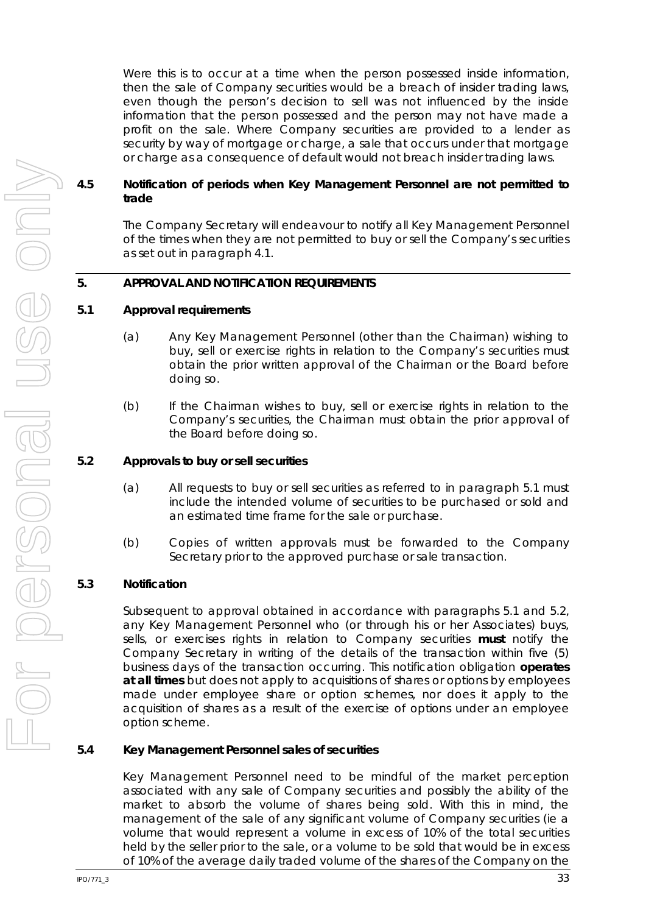Were this is to occur at a time when the person possessed inside information, then the sale of Company securities would be a breach of insider trading laws, even though the person's decision to sell was not influenced by the inside information that the person possessed and the person may not have made a profit on the sale. Where Company securities are provided to a lender as security by way of mortgage or charge, a sale that occurs under that mortgage or charge as a consequence of default would not breach insider trading laws.

### 4.5 Notification of periods when Key Management Personnel are not permitted to trade

The Company Secretary will endeavour to notify all Key Management Personnel of the times when they are not permitted to buy or sell the Company's securities as set out in paragraph 4.1.

## 5. APPROVAL AND NOTIFICATION REQUIREMENTS

### 5.1 Approval requirements

(a) Any Key Management Personnel (other than the Chairman) wishing to buy, sell or exercise rights in relation to the Company's securities must obtain the prior written approval of the Chairman or the Board before doing so.

(b) If the Chairman wishes to buy, sell or exercise rights in relation to the Company's securities, the Chairman must obtain the prior approval of the Board before doing so.

### 5.2 Approvals to buy or sell securities

(a) All requests to buy or sell securities as referred to in paragraph 5.1 must include the intended volume of securities to be purchased or sold and an estimated time frame for the sale or purchase.

(b) Copies of written approvals must be forwarded to the Company Secretary prior to the approved purchase or sale transaction.

### 5.3 Notification

Subsequent to approval obtained in accordance with paragraphs 5.1 and 5.2, any Key Management Personnel who (or through his or her Associates) buys, sells, or exercises rights in relation to Company securities **must** notify the Company Secretary in writing of the details of the transaction within five (5) business days of the transaction occurring. This notification obligation **operates at all times** but does not apply to acquisitions of shares or options by employees made under employee share or option schemes, nor does it apply to the acquisition of shares as a result of the exercise of options under an employee option scheme.

### 5.4 Key Management Personnel sales of securities

Key Management Personnel need to be mindful of the market perception associated with any sale of Company securities and possibly the ability of the market to absorb the volume of shares being sold. With this in mind, the management of the sale of any significant volume of Company securities (ie a volume that would represent a volume in excess of 10% of the total securities held by the seller prior to the sale, or a volume to be sold that would be in excess of 10% of the average daily traded volume of the shares of the Company on the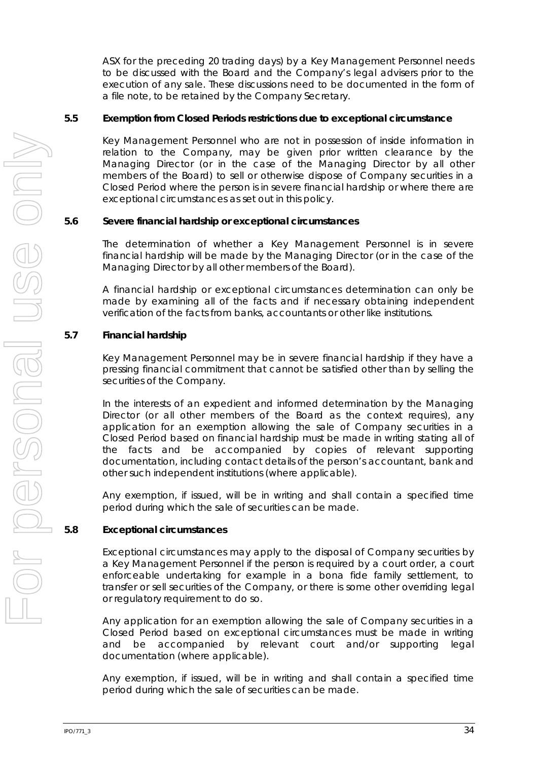ASX for the preceding 20 trading days) by a Key Management Personnel needs to be discussed with the Board and the Company's legal advisers prior to the execution of any sale. These discussions need to be documented in the form of a file note, to be retained by the Company Secretary.

### 5.5 Exemption from Closed Periods restrictions due to exceptional circumstance

Key Management Personnel who are not in possession of inside information in relation to the Company, may be given prior written clearance by the Managing Director (or in the case of the Managing Director by all other members of the Board) to sell or otherwise dispose of Company securities in a Closed Period where the person is in severe financial hardship or where there are exceptional circumstances as set out in this policy.

### 5.6 Severe financial hardship or exceptional circumstances

The determination of whether a Key Management Personnel is in severe financial hardship will be made by the Managing Director (or in the case of the Managing Director by all other members of the Board).

A financial hardship or exceptional circumstances determination can only be made by examining all of the facts and if necessary obtaining independent verification of the facts from banks, accountants or other like institutions.

### 5.7 Financial hardship

Key Management Personnel may be in severe financial hardship if they have a pressing financial commitment that cannot be satisfied other than by selling the securities of the Company.

In the interests of an expedient and informed determination by the Managing Director (or all other members of the Board as the context requires), any application for an exemption allowing the sale of Company securities in a Closed Period based on financial hardship must be made in writing stating all of the facts and be accompanied by copies of relevant supporting documentation, including contact details of the person's accountant, bank and other such independent institutions (where applicable).

Any exemption, if issued, will be in writing and shall contain a specified time period during which the sale of securities can be made.

### 5.8 Exceptional circumstances

Exceptional circumstances may apply to the disposal of Company securities by a Key Management Personnel if the person is required by a court order, a court enforceable undertaking for example in a bona fide family settlement, to transfer or sell securities of the Company, or there is some other overriding legal or regulatory requirement to do so.

Any application for an exemption allowing the sale of Company securities in a Closed Period based on exceptional circumstances must be made in writing and be accompanied by relevant court and/or supporting legal documentation (where applicable).

Any exemption, if issued, will be in writing and shall contain a specified time period during which the sale of securities can be made.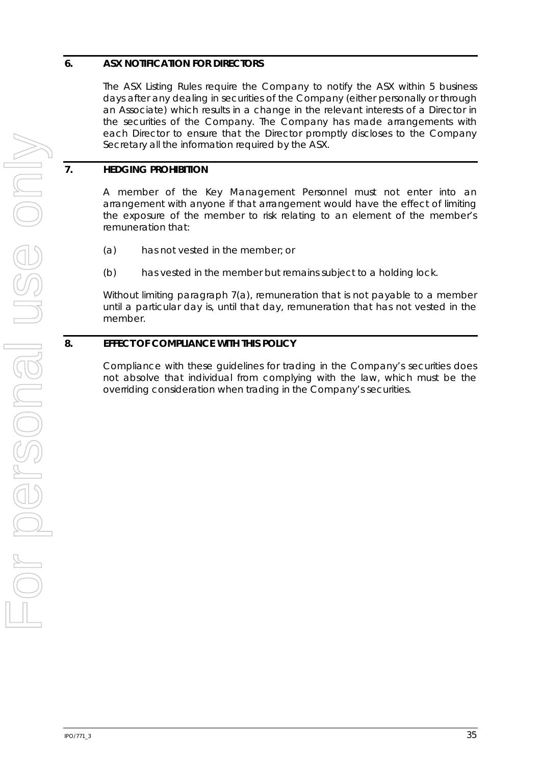## 6. ASX NOTIFICATION FOR DIRECTORS

The ASX Listing Rules require the Company to notify the ASX within 5 business days after any dealing in securities of the Company (either personally or through an Associate) which results in a change in the relevant interests of a Director in the securities of the Company. The Company has made arrangements with each Director to ensure that the Director promptly discloses to the Company Secretary all the information required by the ASX.

## 7. HEDGING PROHIBITION

A member of the Key Management Personnel must not enter into an arrangement with anyone if that arrangement would have the effect of limiting the exposure of the member to risk relating to an element of the member's remuneration that:

(a) has not vested in the member; or

(b) has vested in the member but remains subject to a holding lock.

Without limiting paragraph 7(a), remuneration that is not payable to a member until a particular day is, until that day, remuneration that has not vested in the member.

## 8. EFFECT OF COMPLIANCE WITH THIS POLICY

Compliance with these guidelines for trading in the Company's securities does not absolve that individual from complying with the law, which must be the overriding consideration when trading in the Company's securities.